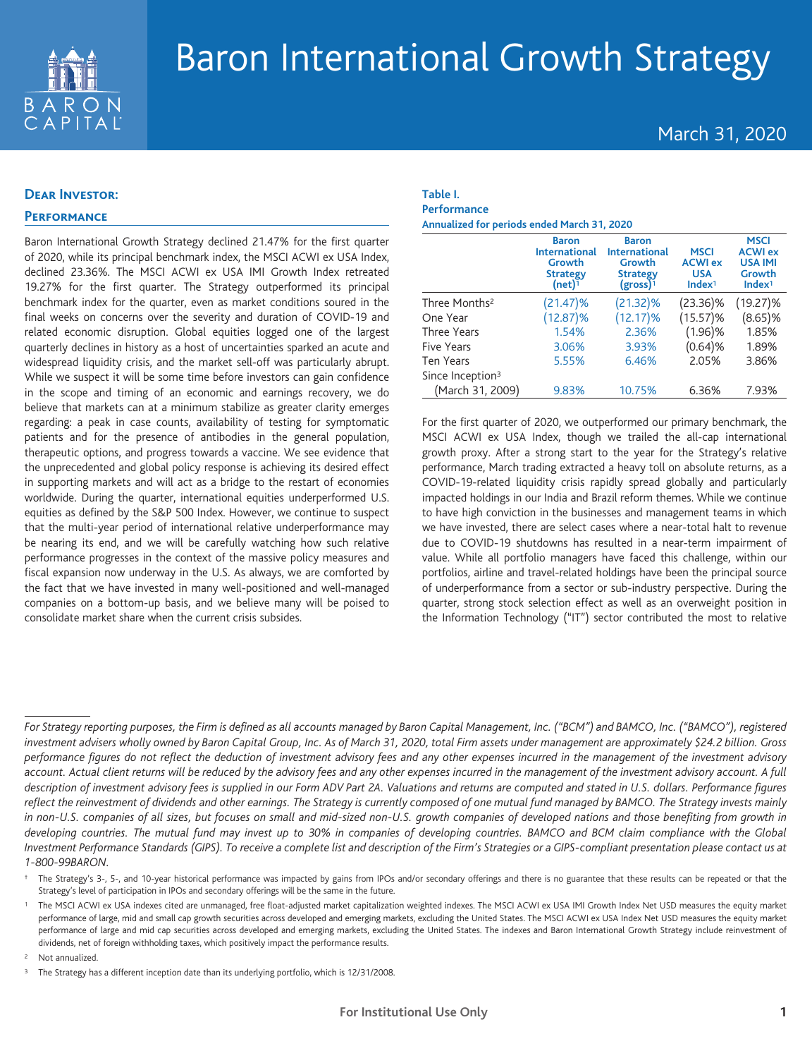# Baron International Growth Strategy

March 31, 2020

## Dear Investor:

### Performance

Baron International Growth Strategy declined 21.47% for the first quarter of 2020, while its principal benchmark index, the MSCI ACWI ex USA Index, declined 23.36%. The MSCI ACWI ex USA IMI Growth Index retreated 19.27% for the first quarter. The Strategy outperformed its principal benchmark index for the quarter, even as market conditions soured in the final weeks on concerns over the severity and duration of COVID-19 and related economic disruption. Global equities logged one of the largest quarterly declines in history as a host of uncertainties sparked an acute and widespread liquidity crisis, and the market sell-off was particularly abrupt. While we suspect it will be some time before investors can gain confidence in the scope and timing of an economic and earnings recovery, we do believe that markets can at a minimum stabilize as greater clarity emerges regarding: a peak in case counts, availability of testing for symptomatic patients and for the presence of antibodies in the general population, therapeutic options, and progress towards a vaccine. We see evidence that the unprecedented and global policy response is achieving its desired effect in supporting markets and will act as a bridge to the restart of economies worldwide. During the quarter, international equities underperformed U.S. equities as defined by the S&P 500 Index. However, we continue to suspect that the multi-year period of international relative underperformance may be nearing its end, and we will be carefully watching how such relative performance progresses in the context of the massive policy measures and fiscal expansion now underway in the U.S. As always, we are comforted by the fact that we have invested in many well-positioned and well-managed companies on a bottom-up basis, and we believe many will be poised to consolidate market share when the current crisis subsides.

**Table I.**
**Performance**
**Annualized for periods ended March 31, 2020**

| | Baron International Growth Strategy (net)[†] | Baron International Growth Strategy (gross)[†] | MSCI ACWI ex USA Index[1] | MSCI ACWI ex USA IMI Growth Index[1] |
|---|---|---|---|---|
| Three Months[2] | (21.47)% | (21.32)% | (23.36)% | (19.27)% |
| One Year | (12.87)% | (12.17)% | (15.57)% | (8.65)% |
| Three Years | 1.54% | 2.36% | (1.96)% | 1.85% |
| Five Years | 3.06% | 3.93% | (0.64)% | 1.89% |
| Ten Years | 5.55% | 6.46% | 2.05% | 3.86% |
| Since Inception[3] (March 31, 2009) | 9.83% | 10.75% | 6.36% | 7.93% |

For the first quarter of 2020, we outperformed our primary benchmark, the MSCI ACWI ex USA Index, though we trailed the all-cap international growth proxy. After a strong start to the year for the Strategy's relative performance, March trading extracted a heavy toll on absolute returns, as a COVID-19-related liquidity crisis rapidly spread globally and particularly impacted holdings in our India and Brazil reform themes. While we continue to have high conviction in the businesses and management teams in which we have invested, there are select cases where a near-total halt to revenue due to COVID-19 shutdowns has resulted in a near-term impairment of value. While all portfolio managers have faced this challenge, within our portfolios, airline and travel-related holdings have been the principal source of underperformance from a sector or sub-industry perspective. During the quarter, strong stock selection effect as well as an overweight position in the Information Technology ("IT") sector contributed the most to relative

---

*For Strategy reporting purposes, the Firm is defined as all accounts managed by Baron Capital Management, Inc. ("BCM") and BAMCO, Inc. ("BAMCO"), registered investment advisers wholly owned by Baron Capital Group, Inc. As of March 31, 2020, total Firm assets under management are approximately $24.2 billion. Gross performance figures do not reflect the deduction of investment advisory fees and any other expenses incurred in the management of the investment advisory account. Actual client returns will be reduced by the advisory fees and any other expenses incurred in the management of the investment advisory account. A full description of investment advisory fees is supplied in our Form ADV Part 2A. Valuations and returns are computed and stated in U.S. dollars. Performance figures reflect the reinvestment of dividends and other earnings. The Strategy is currently composed of one mutual fund managed by BAMCO. The Strategy invests mainly in non-U.S. companies of all sizes, but focuses on small and mid-sized non-U.S. growth companies of developed nations and those benefiting from growth in developing countries. The mutual fund may invest up to 30% in companies of developing countries. BAMCO and BCM claim compliance with the Global Investment Performance Standards (GIPS). To receive a complete list and description of the Firm's Strategies or a GIPS-compliant presentation please contact us at 1-800-99BARON.*

† The Strategy's 3-, 5-, and 10-year historical performance was impacted by gains from IPOs and/or secondary offerings and there is no guarantee that these results can be repeated or that the Strategy's level of participation in IPOs and secondary offerings will be the same in the future.

1 The MSCI ACWI ex USA indexes cited are unmanaged, free float-adjusted market capitalization weighted indexes. The MSCI ACWI ex USA IMI Growth Index Net USD measures the equity market performance of large, mid and small cap growth securities across developed and emerging markets, excluding the United States. The MSCI ACWI ex USA Index Net USD measures the equity market performance of large and mid cap securities across developed and emerging markets, excluding the United States. The indexes and Baron International Growth Strategy include reinvestment of dividends, net of foreign withholding taxes, which positively impact the performance results.

2 Not annualized.

3 The Strategy has a different inception date than its underlying portfolio, which is 12/31/2008.

For Institutional Use Only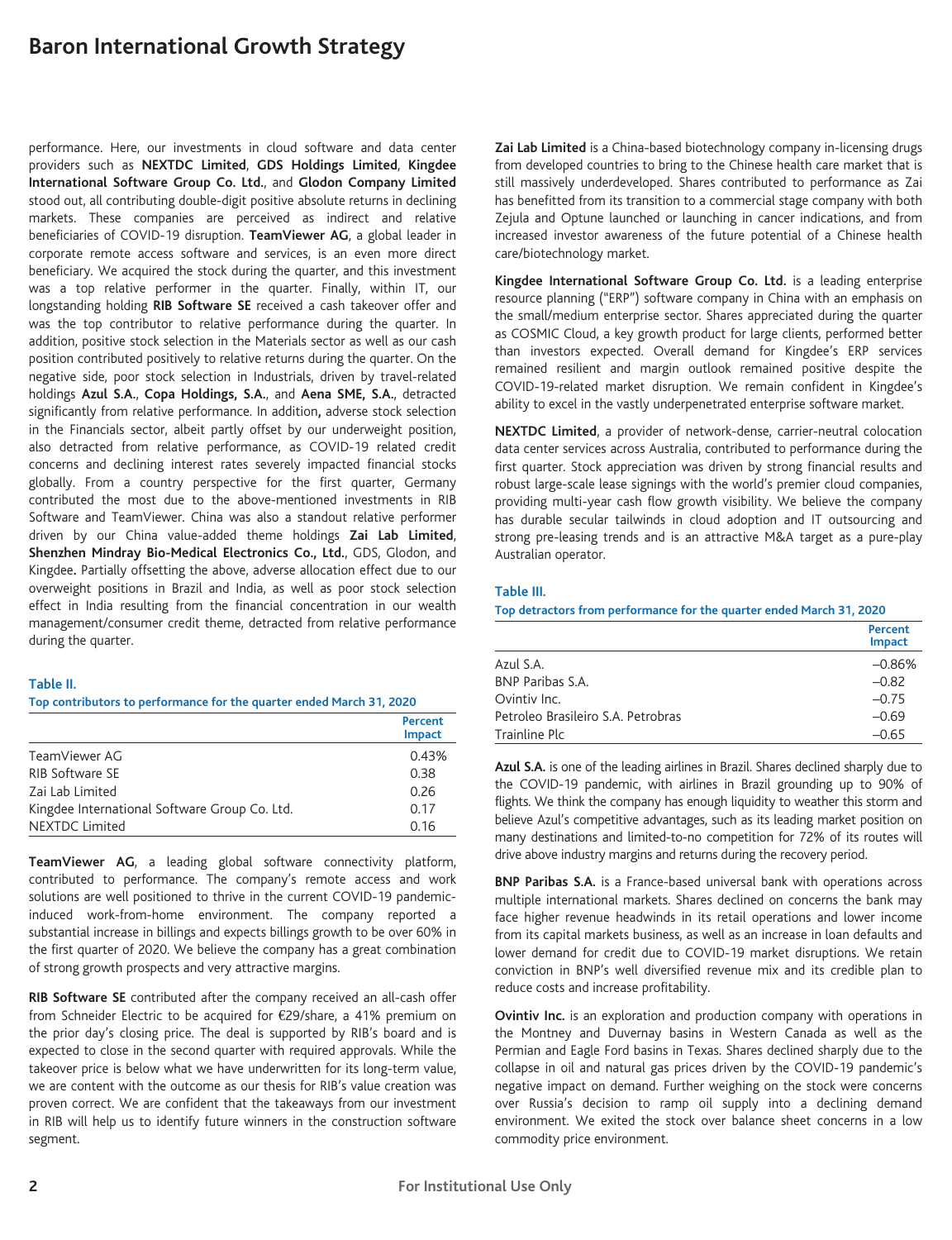performance. Here, our investments in cloud software and data center providers such as **NEXTDC Limited**, **GDS Holdings Limited**, **Kingdee International Software Group Co. Ltd.**, and **Glodon Company Limited** stood out, all contributing double-digit positive absolute returns in declining markets. These companies are perceived as indirect and relative beneficiaries of COVID-19 disruption. **TeamViewer AG**, a global leader in corporate remote access software and services, is an even more direct beneficiary. We acquired the stock during the quarter, and this investment was a top relative performer in the quarter. Finally, within IT, our longstanding holding **RIB Software SE** received a cash takeover offer and was the top contributor to relative performance during the quarter. In addition, positive stock selection in the Materials sector as well as our cash position contributed positively to relative returns during the quarter. On the negative side, poor stock selection in Industrials, driven by travel-related holdings **Azul S.A.**, **Copa Holdings, S.A.**, and **Aena SME, S.A.**, detracted significantly from relative performance. In addition**,** adverse stock selection in the Financials sector, albeit partly offset by our underweight position, also detracted from relative performance, as COVID-19 related credit concerns and declining interest rates severely impacted financial stocks globally. From a country perspective for the first quarter, Germany contributed the most due to the above-mentioned investments in RIB Software and TeamViewer. China was also a standout relative performer driven by our China value-added theme holdings **Zai Lab Limited**, **Shenzhen Mindray Bio-Medical Electronics Co., Ltd.**, GDS, Glodon, and Kingdee**.** Partially offsetting the above, adverse allocation effect due to our overweight positions in Brazil and India, as well as poor stock selection effect in India resulting from the financial concentration in our wealth management/consumer credit theme, detracted from relative performance during the quarter.

**Table II.**

**Top contributors to performance for the quarter ended March 31, 2020**

| | Percent Impact |
|---|---|
| TeamViewer AG | 0.43% |
| RIB Software SE | 0.38 |
| Zai Lab Limited | 0.26 |
| Kingdee International Software Group Co. Ltd. | 0.17 |
| NEXTDC Limited | 0.16 |

**TeamViewer AG**, a leading global software connectivity platform, contributed to performance. The company's remote access and work solutions are well positioned to thrive in the current COVID-19 pandemic-induced work-from-home environment. The company reported a substantial increase in billings and expects billings growth to be over 60% in the first quarter of 2020. We believe the company has a great combination of strong growth prospects and very attractive margins.

**RIB Software SE** contributed after the company received an all-cash offer from Schneider Electric to be acquired for €29/share, a 41% premium on the prior day's closing price. The deal is supported by RIB's board and is expected to close in the second quarter with required approvals. While the takeover price is below what we have underwritten for its long-term value, we are content with the outcome as our thesis for RIB's value creation was proven correct. We are confident that the takeaways from our investment in RIB will help us to identify future winners in the construction software segment.

**Zai Lab Limited** is a China-based biotechnology company in-licensing drugs from developed countries to bring to the Chinese health care market that is still massively underdeveloped. Shares contributed to performance as Zai has benefitted from its transition to a commercial stage company with both Zejula and Optune launched or launching in cancer indications, and from increased investor awareness of the future potential of a Chinese health care/biotechnology market.

**Kingdee International Software Group Co. Ltd.** is a leading enterprise resource planning ("ERP") software company in China with an emphasis on the small/medium enterprise sector. Shares appreciated during the quarter as COSMIC Cloud, a key growth product for large clients, performed better than investors expected. Overall demand for Kingdee's ERP services remained resilient and margin outlook remained positive despite the COVID-19-related market disruption. We remain confident in Kingdee's ability to excel in the vastly underpenetrated enterprise software market.

**NEXTDC Limited**, a provider of network-dense, carrier-neutral colocation data center services across Australia, contributed to performance during the first quarter. Stock appreciation was driven by strong financial results and robust large-scale lease signings with the world's premier cloud companies, providing multi-year cash flow growth visibility. We believe the company has durable secular tailwinds in cloud adoption and IT outsourcing and strong pre-leasing trends and is an attractive M&A target as a pure-play Australian operator.

**Table III.**

**Top detractors from performance for the quarter ended March 31, 2020**

| | Percent Impact |
|---|---|
| Azul S.A. | –0.86% |
| BNP Paribas S.A. | –0.82 |
| Ovintiv Inc. | –0.75 |
| Petroleo Brasileiro S.A. Petrobras | –0.69 |
| Trainline Plc | –0.65 |

**Azul S.A.** is one of the leading airlines in Brazil. Shares declined sharply due to the COVID-19 pandemic, with airlines in Brazil grounding up to 90% of flights. We think the company has enough liquidity to weather this storm and believe Azul's competitive advantages, such as its leading market position on many destinations and limited-to-no competition for 72% of its routes will drive above industry margins and returns during the recovery period.

**BNP Paribas S.A.** is a France-based universal bank with operations across multiple international markets. Shares declined on concerns the bank may face higher revenue headwinds in its retail operations and lower income from its capital markets business, as well as an increase in loan defaults and lower demand for credit due to COVID-19 market disruptions. We retain conviction in BNP's well diversified revenue mix and its credible plan to reduce costs and increase profitability.

**Ovintiv Inc.** is an exploration and production company with operations in the Montney and Duvernay basins in Western Canada as well as the Permian and Eagle Ford basins in Texas. Shares declined sharply due to the collapse in oil and natural gas prices driven by the COVID-19 pandemic's negative impact on demand. Further weighing on the stock were concerns over Russia's decision to ramp oil supply into a declining demand environment. We exited the stock over balance sheet concerns in a low commodity price environment.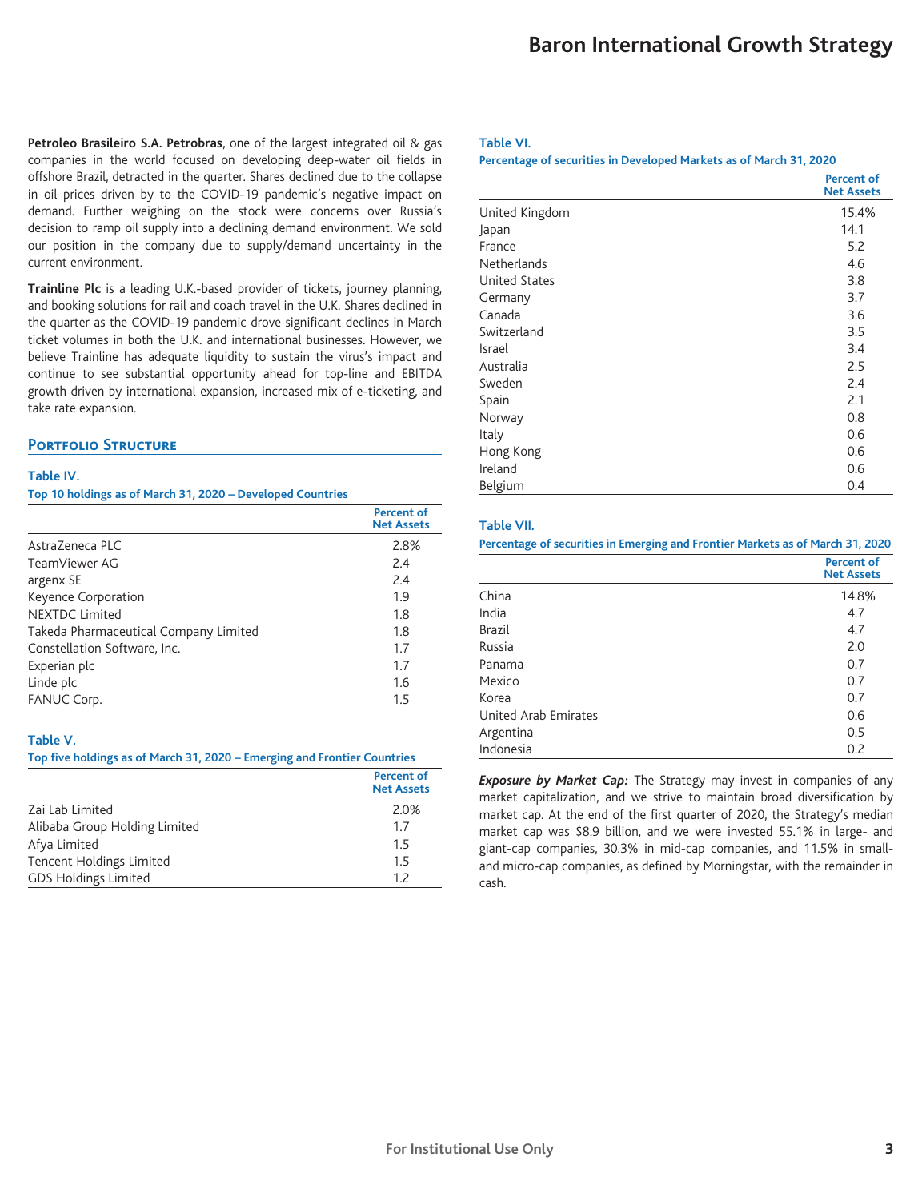**Petroleo Brasileiro S.A. Petrobras**, one of the largest integrated oil & gas companies in the world focused on developing deep-water oil fields in offshore Brazil, detracted in the quarter. Shares declined due to the collapse in oil prices driven by to the COVID-19 pandemic's negative impact on demand. Further weighing on the stock were concerns over Russia's decision to ramp oil supply into a declining demand environment. We sold our position in the company due to supply/demand uncertainty in the current environment.

**Trainline Plc** is a leading U.K.-based provider of tickets, journey planning, and booking solutions for rail and coach travel in the U.K. Shares declined in the quarter as the COVID-19 pandemic drove significant declines in March ticket volumes in both the U.K. and international businesses. However, we believe Trainline has adequate liquidity to sustain the virus's impact and continue to see substantial opportunity ahead for top-line and EBITDA growth driven by international expansion, increased mix of e-ticketing, and take rate expansion.

## Portfolio Structure

**Table IV.**
**Top 10 holdings as of March 31, 2020 – Developed Countries**

| | Percent of Net Assets |
|---|---|
| AstraZeneca PLC | 2.8% |
| TeamViewer AG | 2.4 |
| argenx SE | 2.4 |
| Keyence Corporation | 1.9 |
| NEXTDC Limited | 1.8 |
| Takeda Pharmaceutical Company Limited | 1.8 |
| Constellation Software, Inc. | 1.7 |
| Experian plc | 1.7 |
| Linde plc | 1.6 |
| FANUC Corp. | 1.5 |

**Table V.**
**Top five holdings as of March 31, 2020 – Emerging and Frontier Countries**

| | Percent of Net Assets |
|---|---|
| Zai Lab Limited | 2.0% |
| Alibaba Group Holding Limited | 1.7 |
| Afya Limited | 1.5 |
| Tencent Holdings Limited | 1.5 |
| GDS Holdings Limited | 1.2 |

**Table VI.**
**Percentage of securities in Developed Markets as of March 31, 2020**

| | Percent of Net Assets |
|---|---|
| United Kingdom | 15.4% |
| Japan | 14.1 |
| France | 5.2 |
| Netherlands | 4.6 |
| United States | 3.8 |
| Germany | 3.7 |
| Canada | 3.6 |
| Switzerland | 3.5 |
| Israel | 3.4 |
| Australia | 2.5 |
| Sweden | 2.4 |
| Spain | 2.1 |
| Norway | 0.8 |
| Italy | 0.6 |
| Hong Kong | 0.6 |
| Ireland | 0.6 |
| Belgium | 0.4 |

**Table VII.**
**Percentage of securities in Emerging and Frontier Markets as of March 31, 2020**

| | Percent of Net Assets |
|---|---|
| China | 14.8% |
| India | 4.7 |
| Brazil | 4.7 |
| Russia | 2.0 |
| Panama | 0.7 |
| Mexico | 0.7 |
| Korea | 0.7 |
| United Arab Emirates | 0.6 |
| Argentina | 0.5 |
| Indonesia | 0.2 |

***Exposure by Market Cap:*** The Strategy may invest in companies of any market capitalization, and we strive to maintain broad diversification by market cap. At the end of the first quarter of 2020, the Strategy's median market cap was $8.9 billion, and we were invested 55.1% in large- and giant-cap companies, 30.3% in mid-cap companies, and 11.5% in small- and micro-cap companies, as defined by Morningstar, with the remainder in cash.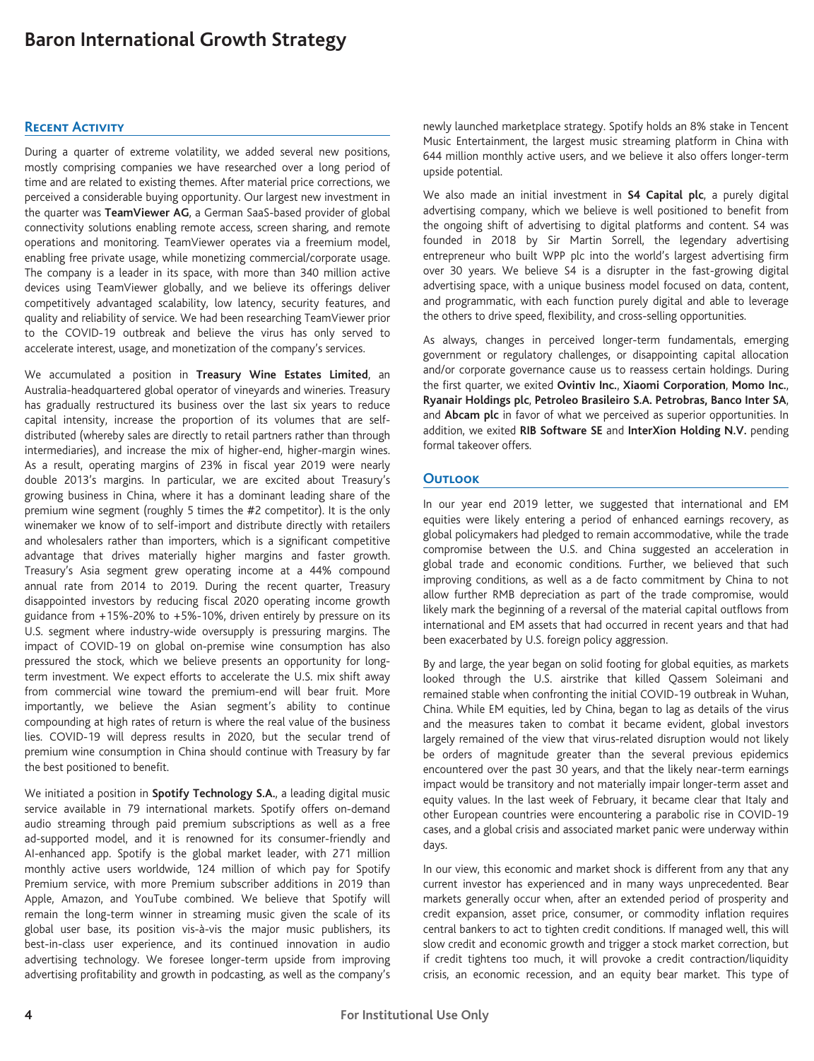## Recent Activity

During a quarter of extreme volatility, we added several new positions, mostly comprising companies we have researched over a long period of time and are related to existing themes. After material price corrections, we perceived a considerable buying opportunity. Our largest new investment in the quarter was **TeamViewer AG**, a German SaaS-based provider of global connectivity solutions enabling remote access, screen sharing, and remote operations and monitoring. TeamViewer operates via a freemium model, enabling free private usage, while monetizing commercial/corporate usage. The company is a leader in its space, with more than 340 million active devices using TeamViewer globally, and we believe its offerings deliver competitively advantaged scalability, low latency, security features, and quality and reliability of service. We had been researching TeamViewer prior to the COVID-19 outbreak and believe the virus has only served to accelerate interest, usage, and monetization of the company's services.

We accumulated a position in **Treasury Wine Estates Limited**, an Australia-headquartered global operator of vineyards and wineries. Treasury has gradually restructured its business over the last six years to reduce capital intensity, increase the proportion of its volumes that are self-distributed (whereby sales are directly to retail partners rather than through intermediaries), and increase the mix of higher-end, higher-margin wines. As a result, operating margins of 23% in fiscal year 2019 were nearly double 2013's margins. In particular, we are excited about Treasury's growing business in China, where it has a dominant leading share of the premium wine segment (roughly 5 times the #2 competitor). It is the only winemaker we know of to self-import and distribute directly with retailers and wholesalers rather than importers, which is a significant competitive advantage that drives materially higher margins and faster growth. Treasury's Asia segment grew operating income at a 44% compound annual rate from 2014 to 2019. During the recent quarter, Treasury disappointed investors by reducing fiscal 2020 operating income growth guidance from +15%-20% to +5%-10%, driven entirely by pressure on its U.S. segment where industry-wide oversupply is pressuring margins. The impact of COVID-19 on global on-premise wine consumption has also pressured the stock, which we believe presents an opportunity for long-term investment. We expect efforts to accelerate the U.S. mix shift away from commercial wine toward the premium-end will bear fruit. More importantly, we believe the Asian segment's ability to continue compounding at high rates of return is where the real value of the business lies. COVID-19 will depress results in 2020, but the secular trend of premium wine consumption in China should continue with Treasury by far the best positioned to benefit.

We initiated a position in **Spotify Technology S.A.**, a leading digital music service available in 79 international markets. Spotify offers on-demand audio streaming through paid premium subscriptions as well as a free ad-supported model, and it is renowned for its consumer-friendly and AI-enhanced app. Spotify is the global market leader, with 271 million monthly active users worldwide, 124 million of which pay for Spotify Premium service, with more Premium subscriber additions in 2019 than Apple, Amazon, and YouTube combined. We believe that Spotify will remain the long-term winner in streaming music given the scale of its global user base, its position vis-à-vis the major music publishers, its best-in-class user experience, and its continued innovation in audio advertising technology. We foresee longer-term upside from improving advertising profitability and growth in podcasting, as well as the company's newly launched marketplace strategy. Spotify holds an 8% stake in Tencent Music Entertainment, the largest music streaming platform in China with 644 million monthly active users, and we believe it also offers longer-term upside potential.

We also made an initial investment in **S4 Capital plc**, a purely digital advertising company, which we believe is well positioned to benefit from the ongoing shift of advertising to digital platforms and content. S4 was founded in 2018 by Sir Martin Sorrell, the legendary advertising entrepreneur who built WPP plc into the world's largest advertising firm over 30 years. We believe S4 is a disrupter in the fast-growing digital advertising space, with a unique business model focused on data, content, and programmatic, with each function purely digital and able to leverage the others to drive speed, flexibility, and cross-selling opportunities.

As always, changes in perceived longer-term fundamentals, emerging government or regulatory challenges, or disappointing capital allocation and/or corporate governance cause us to reassess certain holdings. During the first quarter, we exited **Ovintiv Inc.**, **Xiaomi Corporation**, **Momo Inc.**, **Ryanair Holdings plc**, **Petroleo Brasileiro S.A. Petrobras, Banco Inter SA**, and **Abcam plc** in favor of what we perceived as superior opportunities. In addition, we exited **RIB Software SE** and **InterXion Holding N.V.** pending formal takeover offers.

## Outlook

In our year end 2019 letter, we suggested that international and EM equities were likely entering a period of enhanced earnings recovery, as global policymakers had pledged to remain accommodative, while the trade compromise between the U.S. and China suggested an acceleration in global trade and economic conditions. Further, we believed that such improving conditions, as well as a de facto commitment by China to not allow further RMB depreciation as part of the trade compromise, would likely mark the beginning of a reversal of the material capital outflows from international and EM assets that had occurred in recent years and that had been exacerbated by U.S. foreign policy aggression.

By and large, the year began on solid footing for global equities, as markets looked through the U.S. airstrike that killed Qassem Soleimani and remained stable when confronting the initial COVID-19 outbreak in Wuhan, China. While EM equities, led by China, began to lag as details of the virus and the measures taken to combat it became evident, global investors largely remained of the view that virus-related disruption would not likely be orders of magnitude greater than the several previous epidemics encountered over the past 30 years, and that the likely near-term earnings impact would be transitory and not materially impair longer-term asset and equity values. In the last week of February, it became clear that Italy and other European countries were encountering a parabolic rise in COVID-19 cases, and a global crisis and associated market panic were underway within days.

In our view, this economic and market shock is different from any that any current investor has experienced and in many ways unprecedented. Bear markets generally occur when, after an extended period of prosperity and credit expansion, asset price, consumer, or commodity inflation requires central bankers to act to tighten credit conditions. If managed well, this will slow credit and economic growth and trigger a stock market correction, but if credit tightens too much, it will provoke a credit contraction/liquidity crisis, an economic recession, and an equity bear market. This type of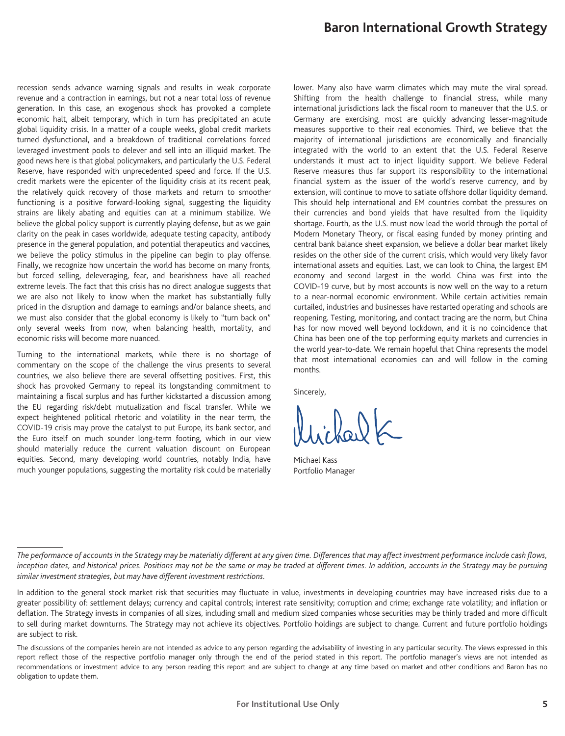recession sends advance warning signals and results in weak corporate revenue and a contraction in earnings, but not a near total loss of revenue generation. In this case, an exogenous shock has provoked a complete economic halt, albeit temporary, which in turn has precipitated an acute global liquidity crisis. In a matter of a couple weeks, global credit markets turned dysfunctional, and a breakdown of traditional correlations forced leveraged investment pools to delever and sell into an illiquid market. The good news here is that global policymakers, and particularly the U.S. Federal Reserve, have responded with unprecedented speed and force. If the U.S. credit markets were the epicenter of the liquidity crisis at its recent peak, the relatively quick recovery of those markets and return to smoother functioning is a positive forward-looking signal, suggesting the liquidity strains are likely abating and equities can at a minimum stabilize. We believe the global policy support is currently playing defense, but as we gain clarity on the peak in cases worldwide, adequate testing capacity, antibody presence in the general population, and potential therapeutics and vaccines, we believe the policy stimulus in the pipeline can begin to play offense. Finally, we recognize how uncertain the world has become on many fronts, but forced selling, deleveraging, fear, and bearishness have all reached extreme levels. The fact that this crisis has no direct analogue suggests that we are also not likely to know when the market has substantially fully priced in the disruption and damage to earnings and/or balance sheets, and we must also consider that the global economy is likely to "turn back on" only several weeks from now, when balancing health, mortality, and economic risks will become more nuanced.

Turning to the international markets, while there is no shortage of commentary on the scope of the challenge the virus presents to several countries, we also believe there are several offsetting positives. First, this shock has provoked Germany to repeal its longstanding commitment to maintaining a fiscal surplus and has further kickstarted a discussion among the EU regarding risk/debt mutualization and fiscal transfer. While we expect heightened political rhetoric and volatility in the near term, the COVID-19 crisis may prove the catalyst to put Europe, its bank sector, and the Euro itself on much sounder long-term footing, which in our view should materially reduce the current valuation discount on European equities. Second, many developing world countries, notably India, have much younger populations, suggesting the mortality risk could be materially lower. Many also have warm climates which may mute the viral spread. Shifting from the health challenge to financial stress, while many international jurisdictions lack the fiscal room to maneuver that the U.S. or Germany are exercising, most are quickly advancing lesser-magnitude measures supportive to their real economies. Third, we believe that the majority of international jurisdictions are economically and financially integrated with the world to an extent that the U.S. Federal Reserve understands it must act to inject liquidity support. We believe Federal Reserve measures thus far support its responsibility to the international financial system as the issuer of the world's reserve currency, and by extension, will continue to move to satiate offshore dollar liquidity demand. This should help international and EM countries combat the pressures on their currencies and bond yields that have resulted from the liquidity shortage. Fourth, as the U.S. must now lead the world through the portal of Modern Monetary Theory, or fiscal easing funded by money printing and central bank balance sheet expansion, we believe a dollar bear market likely resides on the other side of the current crisis, which would very likely favor international assets and equities. Last, we can look to China, the largest EM economy and second largest in the world. China was first into the COVID-19 curve, but by most accounts is now well on the way to a return to a near-normal economic environment. While certain activities remain curtailed, industries and businesses have restarted operating and schools are reopening. Testing, monitoring, and contact tracing are the norm, but China has for now moved well beyond lockdown, and it is no coincidence that China has been one of the top performing equity markets and currencies in the world year-to-date. We remain hopeful that China represents the model that most international economies can and will follow in the coming months.

Sincerely,

Michael Kass
Portfolio Manager

---

*The performance of accounts in the Strategy may be materially different at any given time. Differences that may affect investment performance include cash flows, inception dates, and historical prices. Positions may not be the same or may be traded at different times. In addition, accounts in the Strategy may be pursuing similar investment strategies, but may have different investment restrictions.*

In addition to the general stock market risk that securities may fluctuate in value, investments in developing countries may have increased risks due to a greater possibility of: settlement delays; currency and capital controls; interest rate sensitivity; corruption and crime; exchange rate volatility; and inflation or deflation. The Strategy invests in companies of all sizes, including small and medium sized companies whose securities may be thinly traded and more difficult to sell during market downturns. The Strategy may not achieve its objectives. Portfolio holdings are subject to change. Current and future portfolio holdings are subject to risk.

The discussions of the companies herein are not intended as advice to any person regarding the advisability of investing in any particular security. The views expressed in this report reflect those of the respective portfolio manager only through the end of the period stated in this report. The portfolio manager's views are not intended as recommendations or investment advice to any person reading this report and are subject to change at any time based on market and other conditions and Baron has no obligation to update them.